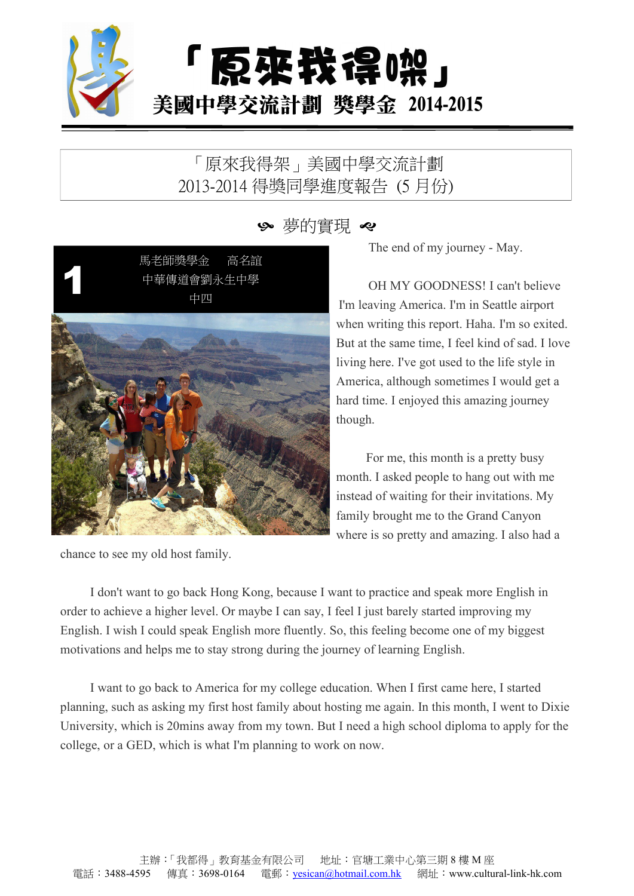# 「原來我得㗎」

## 美國中學交流計劃 獎學金 2014-2015

「原來我得架」美國中學交流計劃
2013-2014 得獎同學進度報告 (5 月份)

### 夢的實現

**1**

馬老師獎學金　高名誼
中華傳道會劉永生中學
中四

The end of my journey - May.

OH MY GOODNESS! I can't believe I'm leaving America. I'm in Seattle airport when writing this report. Haha. I'm so exited. But at the same time, I feel kind of sad. I love living here. I've got used to the life style in America, although sometimes I would get a hard time. I enjoyed this amazing journey though.

For me, this month is a pretty busy month. I asked people to hang out with me instead of waiting for their invitations. My family brought me to the Grand Canyon where is so pretty and amazing. I also had a chance to see my old host family.

I don't want to go back Hong Kong, because I want to practice and speak more English in order to achieve a higher level. Or maybe I can say, I feel I just barely started improving my English. I wish I could speak English more fluently. So, this feeling become one of my biggest motivations and helps me to stay strong during the journey of learning English.

I want to go back to America for my college education. When I first came here, I started planning, such as asking my first host family about hosting me again. In this month, I went to Dixie University, which is 20mins away from my town. But I need a high school diploma to apply for the college, or a GED, which is what I'm planning to work on now.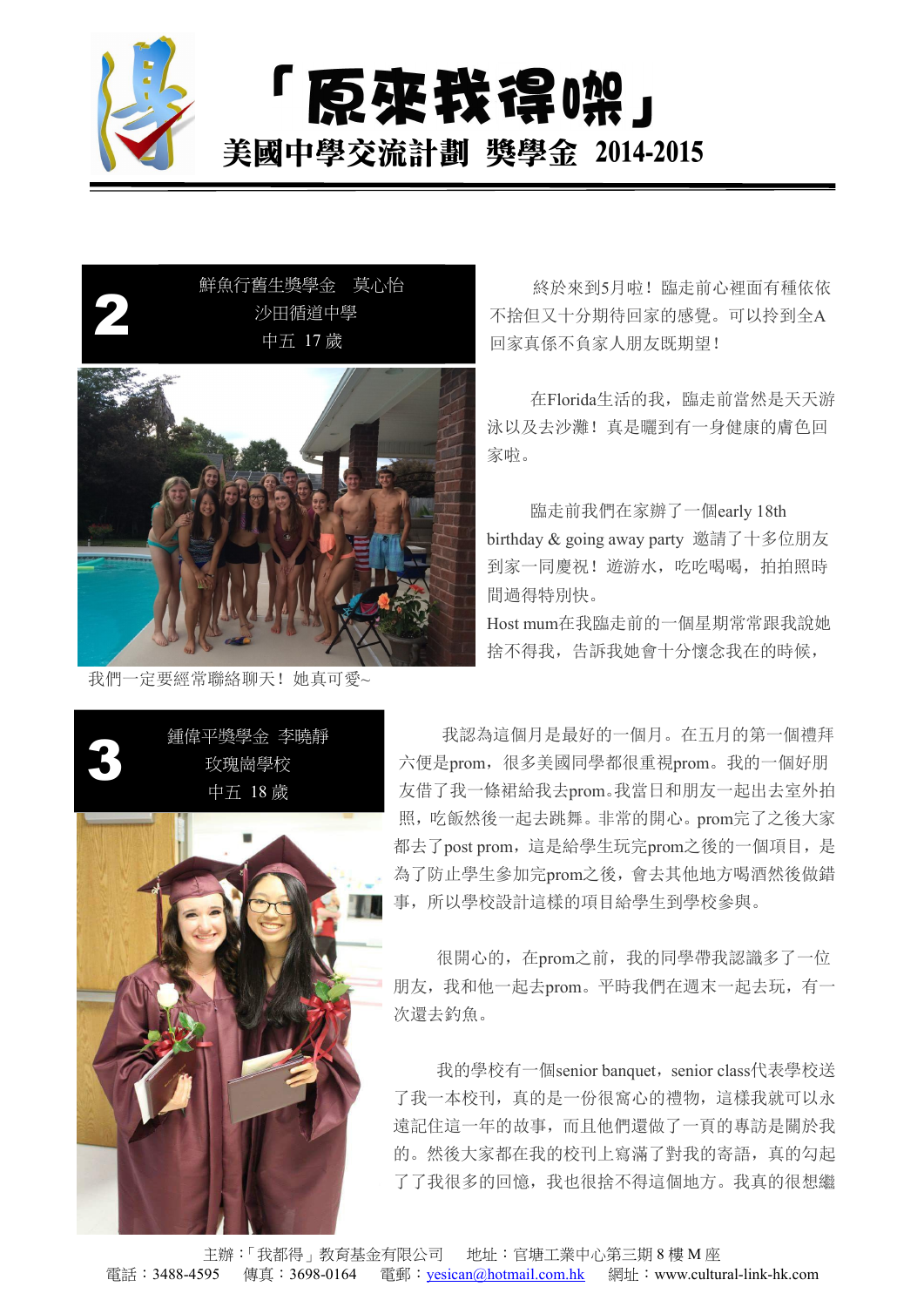# 「原來我得㗎」

## 美國中學交流計劃 獎學金 2014-2015

### 2

鮮魚行舊生獎學金　莫心怡

沙田循道中學

中五 17 歲

終於來到5月啦！臨走前心裡面有種依依不捨但又十分期待回家的感覺。可以拎到全A回家真係不負家人朋友既期望！

在Florida生活的我，臨走前當然是天天游泳以及去沙灘！真是曬到有一身健康的膚色回家啦。

臨走前我們在家辦了一個early 18th birthday & going away party 邀請了十多位朋友到家一同慶祝！遊游水，吃吃喝喝，拍拍照時間過得特別快。

Host mum在我臨走前的一個星期常常跟我說她捨不得我，告訴我她會十分懷念我在的時候，我們一定要經常聯絡聊天！她真可愛~

### 3

鍾偉平獎學金　李曉靜

玫瑰崗學校

中五 18 歲

我認為這個月是最好的一個月。在五月的第一個禮拜六便是prom，很多美國同學都很重視prom。我的一個好朋友借了我一條裙給我去prom。我當日和朋友一起出去室外拍照，吃飯然後一起去跳舞。非常的開心。prom完了之後大家都去了post prom，這是給學生玩完prom之後的一個項目，是為了防止學生參加完prom之後，會去其他地方喝酒然後做錯事，所以學校設計這樣的項目給學生到學校參與。

很開心的，在prom之前，我的同學帶我認識多了一位朋友，我和他一起去prom。平時我們在週末一起去玩，有一次還去釣魚。

我的學校有一個senior banquet，senior class代表學校送了我一本校刊，真的是一份很窩心的禮物，這樣我就可以永遠記住這一年的故事，而且他們還做了一頁的專訪是關於我的。然後大家都在我的校刊上寫滿了對我的寄語，真的勾起了了我很多的回憶，我也很捨不得這個地方。我真的很想繼

主辦：「我都得」教育基金有限公司　地址：官塘工業中心第三期 8 樓 M 座
電話：3488-4595　傳真：3698-0164　電郵：yesican@hotmail.com.hk　網址：www.cultural-link-hk.com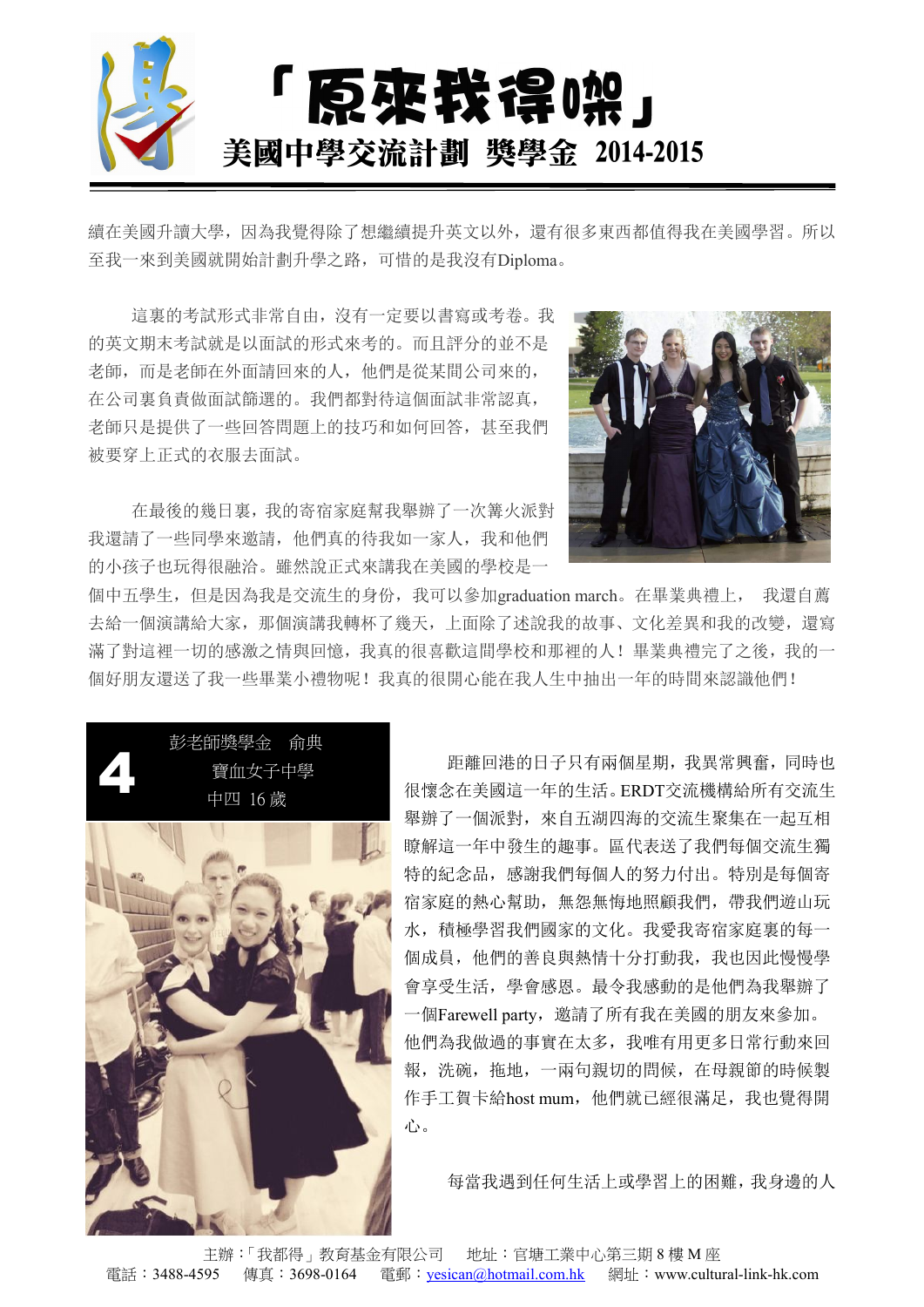續在美國升讀大學，因為我覺得除了想繼續提升英文以外，還有很多東西都值得我在美國學習。所以至我一來到美國就開始計劃升學之路，可惜的是我沒有Diploma。

這裏的考試形式非常自由，沒有一定要以書寫或考卷。我的英文期末考試就是以面試的形式來考的。而且評分的並不是老師，而是老師在外面請回來的人，他們是從某間公司來的，在公司裏負責做面試篩選的。我們都對待這個面試非常認真，老師只是提供了一些回答問題上的技巧和如何回答，甚至我們被要穿上正式的衣服去面試。

在最後的幾日裏，我的寄宿家庭幫我舉辦了一次篝火派對我還請了一些同學來邀請，他們真的待我如一家人，我和他們的小孩子也玩得很融洽。雖然說正式來講我在美國的學校是一個中五學生，但是因為我是交流生的身份，我可以參加graduation march。在畢業典禮上， 我還自薦去給一個演講給大家，那個演講我轉杯了幾天，上面除了述說我的故事、文化差異和我的改變，還寫滿了對這裡一切的感激之情與回憶，我真的很喜歡這間學校和那裡的人！畢業典禮完了之後，我的一個好朋友還送了我一些畢業小禮物呢！我真的很開心能在我人生中抽出一年的時間來認識他們！

## 4

彭老師獎學金　俞典
寶血女子中學
中四 16 歲

距離回港的日子只有兩個星期，我異常興奮，同時也很懷念在美國這一年的生活。ERDT交流機構給所有交流生舉辦了一個派對，來自五湖四海的交流生聚集在一起互相瞭解這一年中發生的趣事。區代表送了我們每個交流生獨特的紀念品，感謝我們每個人的努力付出。特別是每個寄宿家庭的熱心幫助，無怨無悔地照顧我們，帶我們遊山玩水，積極學習我們國家的文化。我愛我寄宿家庭裏的每一個成員，他們的善良與熱情十分打動我，我也因此慢慢學會享受生活，學會感恩。最令我感動的是他們為我舉辦了一個Farewell party，邀請了所有我在美國的朋友來參加。他們為我做過的事實在太多，我唯有用更多日常行動來回報，洗碗，拖地，一兩句親切的問候，在母親節的時候製作手工賀卡給host mum，他們就已經很滿足，我也覺得開心。

每當我遇到任何生活上或學習上的困難，我身邊的人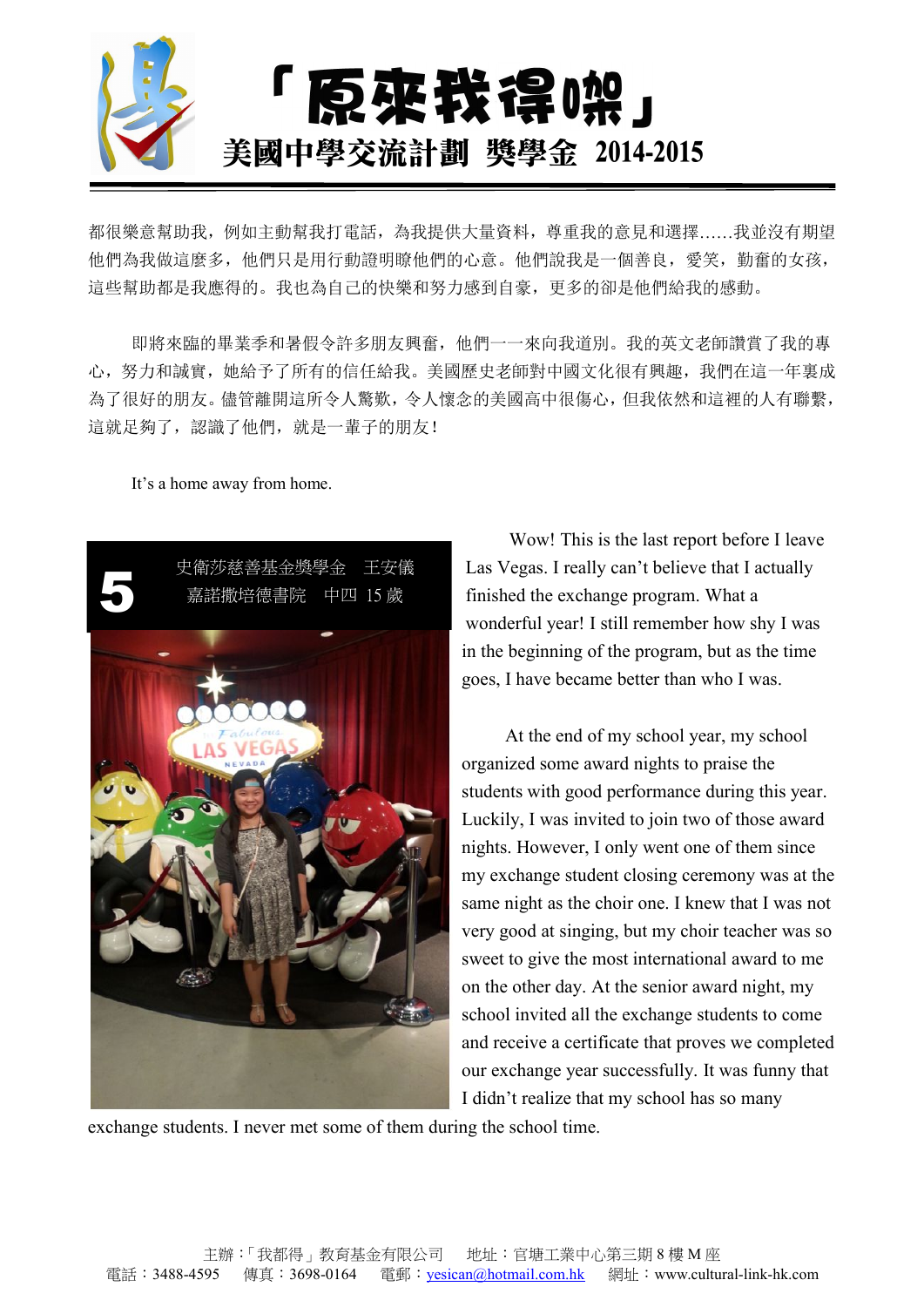都很樂意幫助我，例如主動幫我打電話，為我提供大量資料，尊重我的意見和選擇……我並沒有期望他們為我做這麼多，他們只是用行動證明瞭他們的心意。他們說我是一個善良，愛笑，勤奮的女孩，這些幫助都是我應得的。我也為自己的快樂和努力感到自豪，更多的卻是他們給我的感動。

即將來臨的畢業季和暑假令許多朋友興奮，他們一一來向我道別。我的英文老師讚賞了我的專心，努力和誠實，她給予了所有的信任給我。美國歷史老師對中國文化很有興趣，我們在這一年裏成為了很好的朋友。儘管離開這所令人驚歎，令人懷念的美國高中很傷心，但我依然和這裡的人有聯繫，這就足夠了，認識了他們，就是一輩子的朋友！

It's a home away from home.

## 5 史衛莎慈善基金獎學金　王安儀
嘉諾撒培德書院　中四 15 歲

Wow! This is the last report before I leave Las Vegas. I really can't believe that I actually finished the exchange program. What a wonderful year! I still remember how shy I was in the beginning of the program, but as the time goes, I have became better than who I was.

At the end of my school year, my school organized some award nights to praise the students with good performance during this year. Luckily, I was invited to join two of those award nights. However, I only went one of them since my exchange student closing ceremony was at the same night as the choir one. I knew that I was not very good at singing, but my choir teacher was so sweet to give the most international award to me on the other day. At the senior award night, my school invited all the exchange students to come and receive a certificate that proves we completed our exchange year successfully. It was funny that I didn't realize that my school has so many exchange students. I never met some of them during the school time.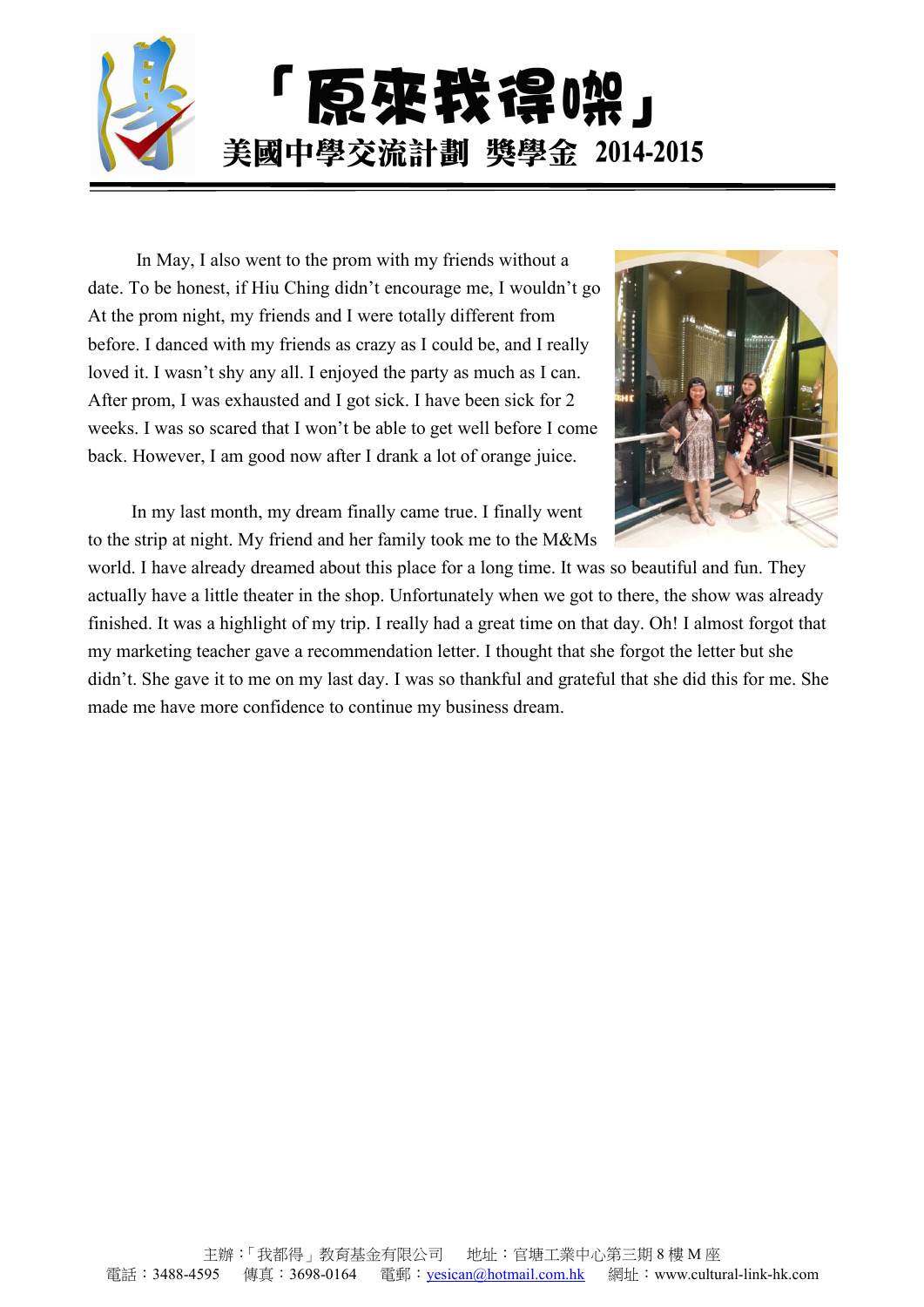In May, I also went to the prom with my friends without a date. To be honest, if Hiu Ching didn't encourage me, I wouldn't go At the prom night, my friends and I were totally different from before. I danced with my friends as crazy as I could be, and I really loved it. I wasn't shy any all. I enjoyed the party as much as I can. After prom, I was exhausted and I got sick. I have been sick for 2 weeks. I was so scared that I won't be able to get well before I come back. However, I am good now after I drank a lot of orange juice.

In my last month, my dream finally came true. I finally went to the strip at night. My friend and her family took me to the M&Ms world. I have already dreamed about this place for a long time. It was so beautiful and fun. They actually have a little theater in the shop. Unfortunately when we got to there, the show was already finished. It was a highlight of my trip. I really had a great time on that day. Oh! I almost forgot that my marketing teacher gave a recommendation letter. I thought that she forgot the letter but she didn't. She gave it to me on my last day. I was so thankful and grateful that she did this for me. She made me have more confidence to continue my business dream.